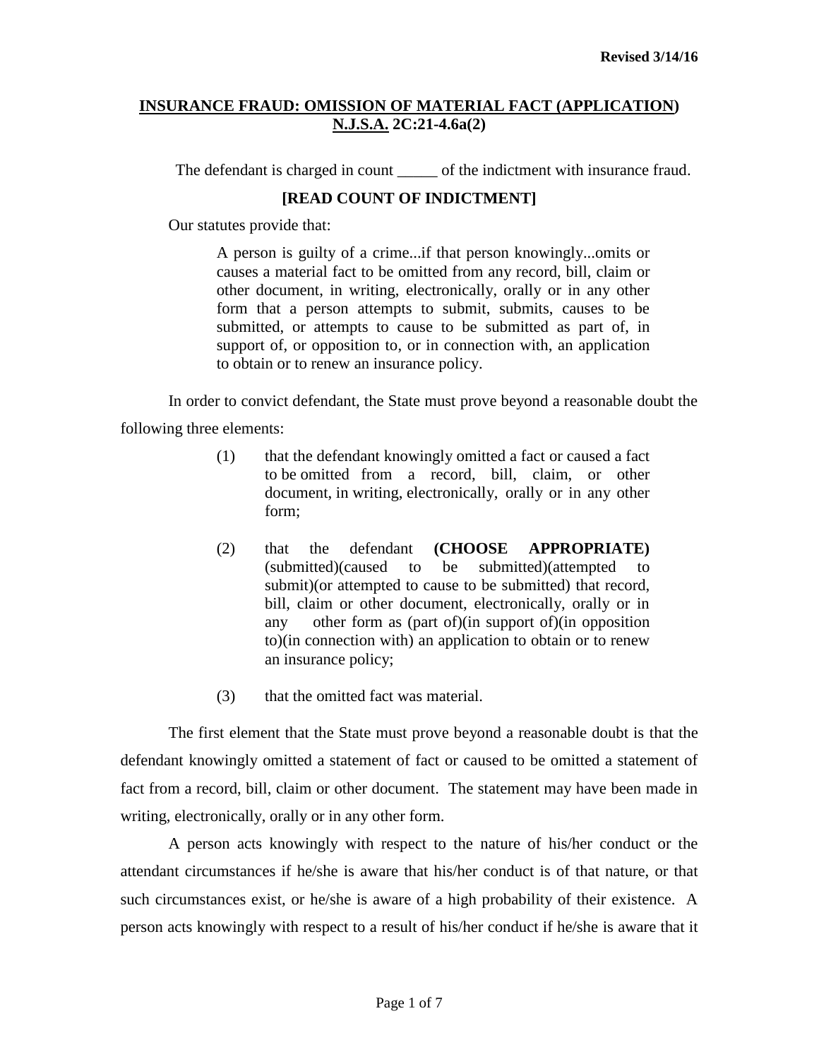Revised 3/14/16

## INSURANCE FRAUD: OMISSION OF MATERIAL FACT (APPLICATION) N.J.S.A. 2C:21-4.6a(2)

The defendant is charged in count _____ of the indictment with insurance fraud.

**[READ COUNT OF INDICTMENT]**

Our statutes provide that:

> A person is guilty of a crime...if that person knowingly...omits or causes a material fact to be omitted from any record, bill, claim or other document, in writing, electronically, orally or in any other form that a person attempts to submit, submits, causes to be submitted, or attempts to cause to be submitted as part of, in support of, or opposition to, or in connection with, an application to obtain or to renew an insurance policy.

In order to convict defendant, the State must prove beyond a reasonable doubt the following three elements:

(1) that the defendant knowingly omitted a fact or caused a fact to be omitted from a record, bill, claim, or other document, in writing, electronically, orally or in any other form;

(2) that the defendant **(CHOOSE APPROPRIATE)** (submitted)(caused to be submitted)(attempted to submit)(or attempted to cause to be submitted) that record, bill, claim or other document, electronically, orally or in any other form as (part of)(in support of)(in opposition to)(in connection with) an application to obtain or to renew an insurance policy;

(3) that the omitted fact was material.

The first element that the State must prove beyond a reasonable doubt is that the defendant knowingly omitted a statement of fact or caused to be omitted a statement of fact from a record, bill, claim or other document. The statement may have been made in writing, electronically, orally or in any other form.

A person acts knowingly with respect to the nature of his/her conduct or the attendant circumstances if he/she is aware that his/her conduct is of that nature, or that such circumstances exist, or he/she is aware of a high probability of their existence. A person acts knowingly with respect to a result of his/her conduct if he/she is aware that it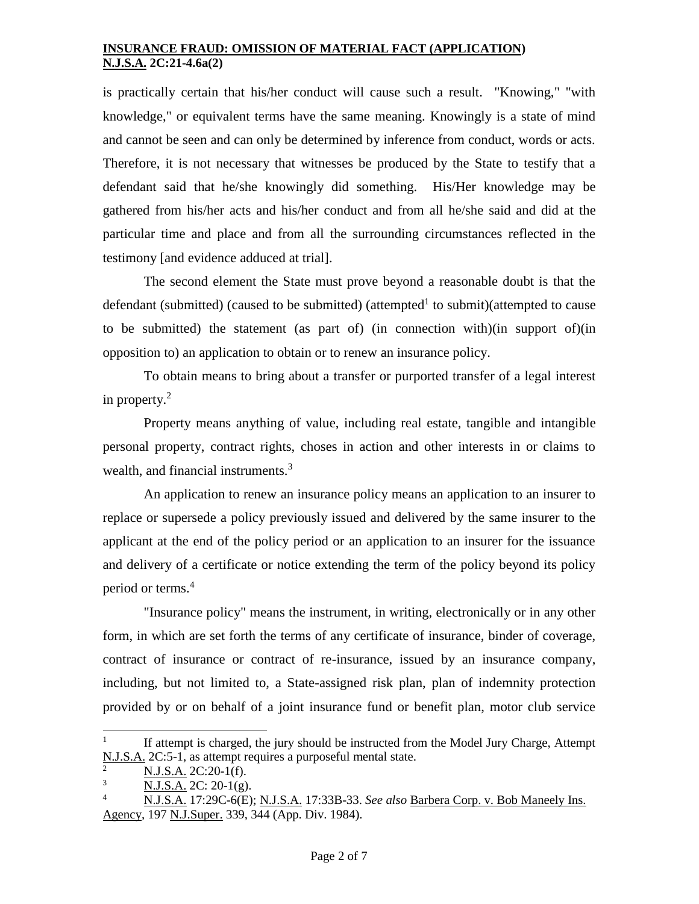is practically certain that his/her conduct will cause such a result. "Knowing," "with knowledge," or equivalent terms have the same meaning. Knowingly is a state of mind and cannot be seen and can only be determined by inference from conduct, words or acts. Therefore, it is not necessary that witnesses be produced by the State to testify that a defendant said that he/she knowingly did something. His/Her knowledge may be gathered from his/her acts and his/her conduct and from all he/she said and did at the particular time and place and from all the surrounding circumstances reflected in the testimony [and evidence adduced at trial].

The second element the State must prove beyond a reasonable doubt is that the defendant (submitted) (caused to be submitted) (attempted[1] to submit)(attempted to cause to be submitted) the statement (as part of) (in connection with)(in support of)(in opposition to) an application to obtain or to renew an insurance policy.

To obtain means to bring about a transfer or purported transfer of a legal interest in property.[2]

Property means anything of value, including real estate, tangible and intangible personal property, contract rights, choses in action and other interests in or claims to wealth, and financial instruments.[3]

An application to renew an insurance policy means an application to an insurer to replace or supersede a policy previously issued and delivered by the same insurer to the applicant at the end of the policy period or an application to an insurer for the issuance and delivery of a certificate or notice extending the term of the policy beyond its policy period or terms.[4]

"Insurance policy" means the instrument, in writing, electronically or in any other form, in which are set forth the terms of any certificate of insurance, binder of coverage, contract of insurance or contract of re-insurance, issued by an insurance company, including, but not limited to, a State-assigned risk plan, plan of indemnity protection provided by or on behalf of a joint insurance fund or benefit plan, motor club service

---

[1] If attempt is charged, the jury should be instructed from the Model Jury Charge, Attempt N.J.S.A. 2C:5-1, as attempt requires a purposeful mental state.

[2] N.J.S.A. 2C:20-1(f).

[3] N.J.S.A. 2C: 20-1(g).

[4] N.J.S.A. 17:29C-6(E); N.J.S.A. 17:33B-33. *See also* Barbera Corp. v. Bob Maneely Ins. Agency, 197 N.J.Super. 339, 344 (App. Div. 1984).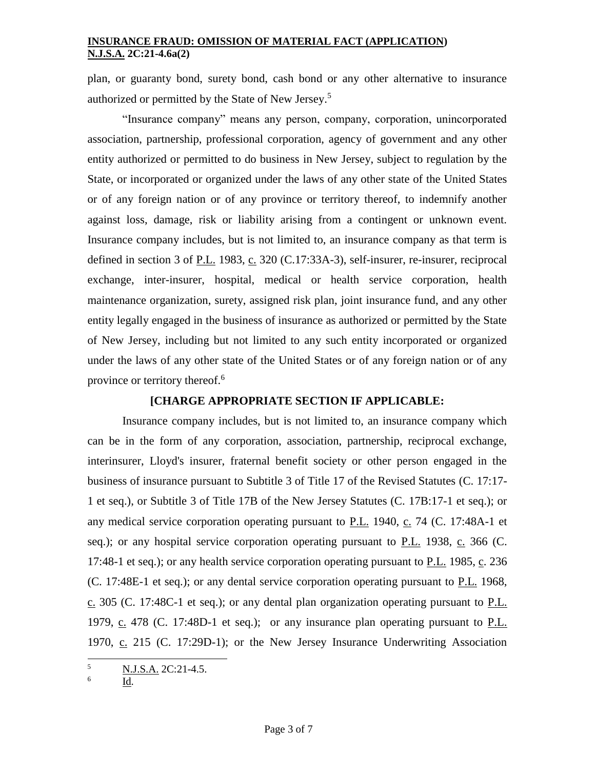plan, or guaranty bond, surety bond, cash bond or any other alternative to insurance authorized or permitted by the State of New Jersey.[5]

"Insurance company" means any person, company, corporation, unincorporated association, partnership, professional corporation, agency of government and any other entity authorized or permitted to do business in New Jersey, subject to regulation by the State, or incorporated or organized under the laws of any other state of the United States or of any foreign nation or of any province or territory thereof, to indemnify another against loss, damage, risk or liability arising from a contingent or unknown event. Insurance company includes, but is not limited to, an insurance company as that term is defined in section 3 of P.L. 1983, c. 320 (C.17:33A-3), self-insurer, re-insurer, reciprocal exchange, inter-insurer, hospital, medical or health service corporation, health maintenance organization, surety, assigned risk plan, joint insurance fund, and any other entity legally engaged in the business of insurance as authorized or permitted by the State of New Jersey, including but not limited to any such entity incorporated or organized under the laws of any other state of the United States or of any foreign nation or of any province or territory thereof.[6]

**[CHARGE APPROPRIATE SECTION IF APPLICABLE:**

Insurance company includes, but is not limited to, an insurance company which can be in the form of any corporation, association, partnership, reciprocal exchange, interinsurer, Lloyd's insurer, fraternal benefit society or other person engaged in the business of insurance pursuant to Subtitle 3 of Title 17 of the Revised Statutes (C. 17:17-1 et seq.), or Subtitle 3 of Title 17B of the New Jersey Statutes (C. 17B:17-1 et seq.); or any medical service corporation operating pursuant to P.L. 1940, c. 74 (C. 17:48A-1 et seq.); or any hospital service corporation operating pursuant to P.L. 1938, c. 366 (C. 17:48-1 et seq.); or any health service corporation operating pursuant to P.L. 1985, c. 236 (C. 17:48E-1 et seq.); or any dental service corporation operating pursuant to P.L. 1968, c. 305 (C. 17:48C-1 et seq.); or any dental plan organization operating pursuant to P.L. 1979, c. 478 (C. 17:48D-1 et seq.); or any insurance plan operating pursuant to P.L. 1970, c. 215 (C. 17:29D-1); or the New Jersey Insurance Underwriting Association

---

[5] N.J.S.A. 2C:21-4.5.

[6] Id.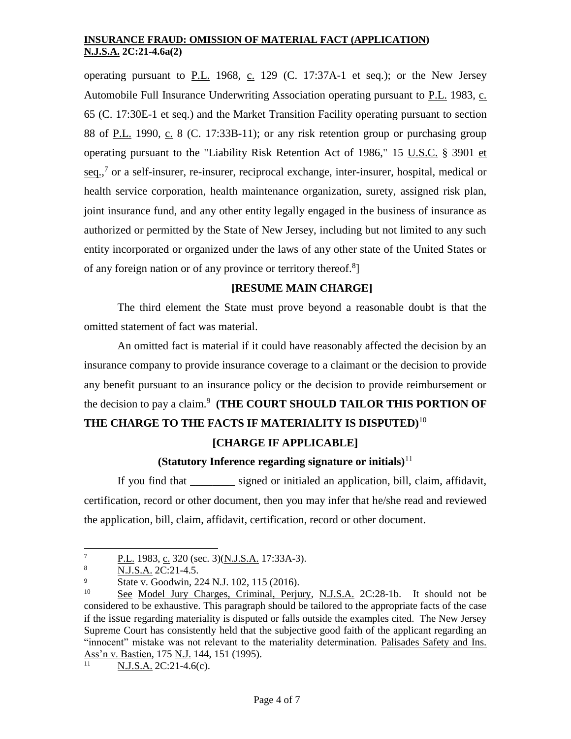operating pursuant to P.L. 1968, c. 129 (C. 17:37A-1 et seq.); or the New Jersey Automobile Full Insurance Underwriting Association operating pursuant to P.L. 1983, c. 65 (C. 17:30E-1 et seq.) and the Market Transition Facility operating pursuant to section 88 of P.L. 1990, c. 8 (C. 17:33B-11); or any risk retention group or purchasing group operating pursuant to the "Liability Risk Retention Act of 1986," 15 U.S.C. § 3901 et seq.,[7] or a self-insurer, re-insurer, reciprocal exchange, inter-insurer, hospital, medical or health service corporation, health maintenance organization, surety, assigned risk plan, joint insurance fund, and any other entity legally engaged in the business of insurance as authorized or permitted by the State of New Jersey, including but not limited to any such entity incorporated or organized under the laws of any other state of the United States or of any foreign nation or of any province or territory thereof.[8]]

**[RESUME MAIN CHARGE]**

The third element the State must prove beyond a reasonable doubt is that the omitted statement of fact was material.

An omitted fact is material if it could have reasonably affected the decision by an insurance company to provide insurance coverage to a claimant or the decision to provide any benefit pursuant to an insurance policy or the decision to provide reimbursement or the decision to pay a claim.[9] **(THE COURT SHOULD TAILOR THIS PORTION OF THE CHARGE TO THE FACTS IF MATERIALITY IS DISPUTED)**[10]

**[CHARGE IF APPLICABLE]**

**(Statutory Inference regarding signature or initials)**[11]

If you find that ________ signed or initialed an application, bill, claim, affidavit, certification, record or other document, then you may infer that he/she read and reviewed the application, bill, claim, affidavit, certification, record or other document.

---

[7] P.L. 1983, c. 320 (sec. 3)(N.J.S.A. 17:33A-3).

[8] N.J.S.A. 2C:21-4.5.

[9] State v. Goodwin, 224 N.J. 102, 115 (2016).

[10] See Model Jury Charges, Criminal, Perjury, N.J.S.A. 2C:28-1b. It should not be considered to be exhaustive. This paragraph should be tailored to the appropriate facts of the case if the issue regarding materiality is disputed or falls outside the examples cited. The New Jersey Supreme Court has consistently held that the subjective good faith of the applicant regarding an "innocent" mistake was not relevant to the materiality determination. Palisades Safety and Ins. Ass'n v. Bastien, 175 N.J. 144, 151 (1995).

[11] N.J.S.A. 2C:21-4.6(c).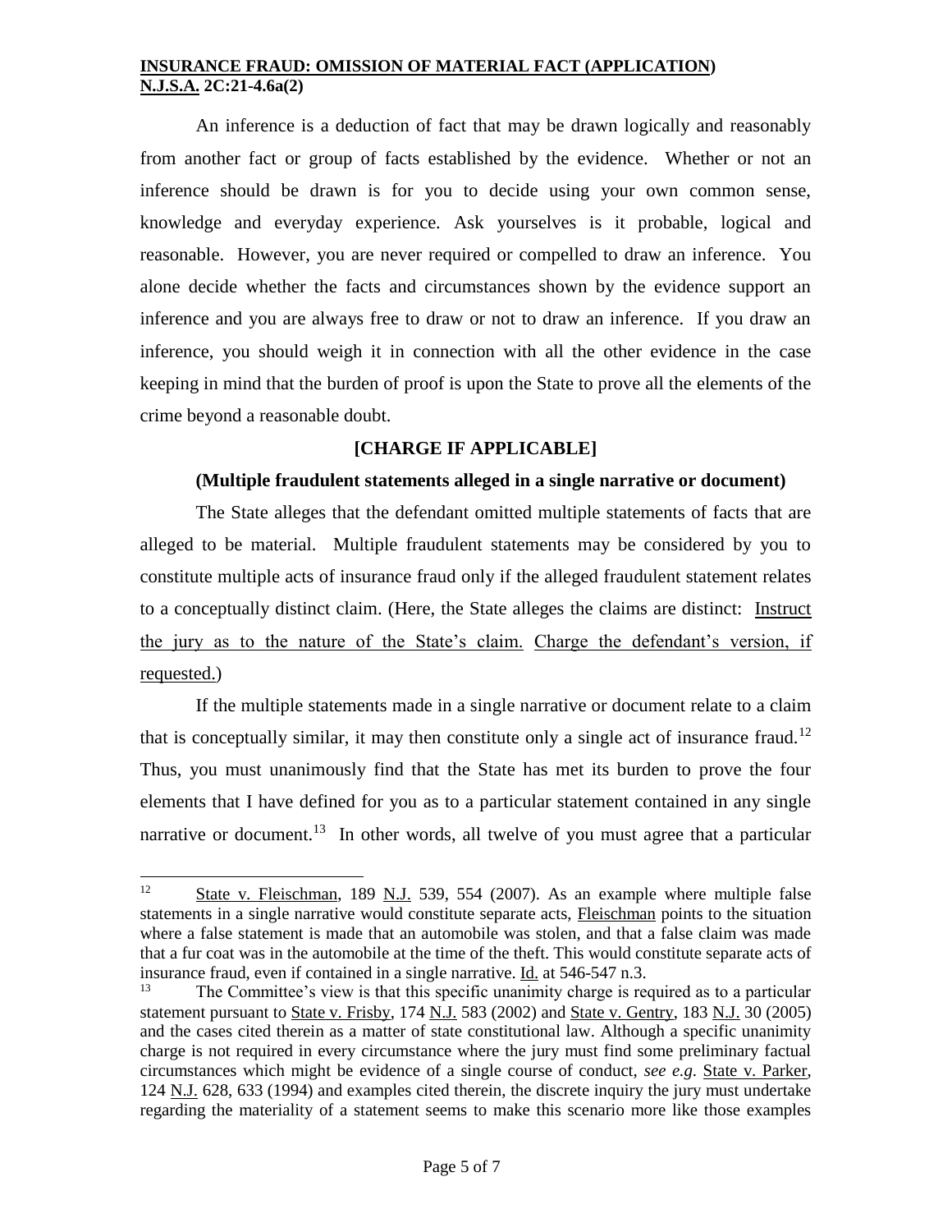An inference is a deduction of fact that may be drawn logically and reasonably from another fact or group of facts established by the evidence. Whether or not an inference should be drawn is for you to decide using your own common sense, knowledge and everyday experience. Ask yourselves is it probable, logical and reasonable. However, you are never required or compelled to draw an inference. You alone decide whether the facts and circumstances shown by the evidence support an inference and you are always free to draw or not to draw an inference. If you draw an inference, you should weigh it in connection with all the other evidence in the case keeping in mind that the burden of proof is upon the State to prove all the elements of the crime beyond a reasonable doubt.

**[CHARGE IF APPLICABLE]**

**(Multiple fraudulent statements alleged in a single narrative or document)**

The State alleges that the defendant omitted multiple statements of facts that are alleged to be material. Multiple fraudulent statements may be considered by you to constitute multiple acts of insurance fraud only if the alleged fraudulent statement relates to a conceptually distinct claim. (Here, the State alleges the claims are distinct: Instruct the jury as to the nature of the State's claim. Charge the defendant's version, if requested.)

If the multiple statements made in a single narrative or document relate to a claim that is conceptually similar, it may then constitute only a single act of insurance fraud.[12] Thus, you must unanimously find that the State has met its burden to prove the four elements that I have defined for you as to a particular statement contained in any single narrative or document.[13] In other words, all twelve of you must agree that a particular

---

[12] State v. Fleischman, 189 N.J. 539, 554 (2007). As an example where multiple false statements in a single narrative would constitute separate acts, Fleischman points to the situation where a false statement is made that an automobile was stolen, and that a false claim was made that a fur coat was in the automobile at the time of the theft. This would constitute separate acts of insurance fraud, even if contained in a single narrative. Id. at 546-547 n.3.

[13] The Committee's view is that this specific unanimity charge is required as to a particular statement pursuant to State v. Frisby, 174 N.J. 583 (2002) and State v. Gentry, 183 N.J. 30 (2005) and the cases cited therein as a matter of state constitutional law. Although a specific unanimity charge is not required in every circumstance where the jury must find some preliminary factual circumstances which might be evidence of a single course of conduct, *see e.g.* State v. Parker, 124 N.J. 628, 633 (1994) and examples cited therein, the discrete inquiry the jury must undertake regarding the materiality of a statement seems to make this scenario more like those examples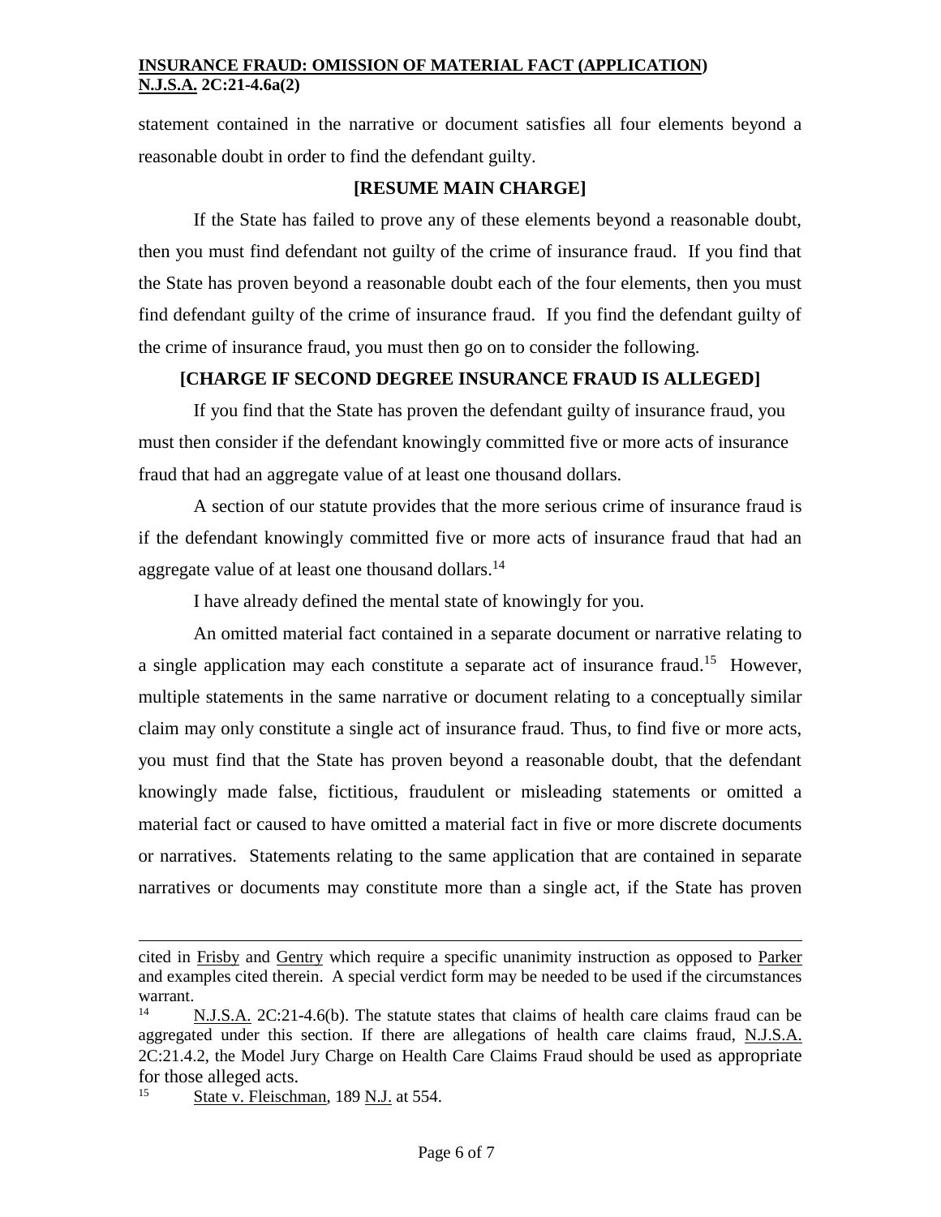statement contained in the narrative or document satisfies all four elements beyond a reasonable doubt in order to find the defendant guilty.

**[RESUME MAIN CHARGE]**

If the State has failed to prove any of these elements beyond a reasonable doubt, then you must find defendant not guilty of the crime of insurance fraud. If you find that the State has proven beyond a reasonable doubt each of the four elements, then you must find defendant guilty of the crime of insurance fraud. If you find the defendant guilty of the crime of insurance fraud, you must then go on to consider the following.

**[CHARGE IF SECOND DEGREE INSURANCE FRAUD IS ALLEGED]**

If you find that the State has proven the defendant guilty of insurance fraud, you must then consider if the defendant knowingly committed five or more acts of insurance fraud that had an aggregate value of at least one thousand dollars.

A section of our statute provides that the more serious crime of insurance fraud is if the defendant knowingly committed five or more acts of insurance fraud that had an aggregate value of at least one thousand dollars.[14]

I have already defined the mental state of knowingly for you.

An omitted material fact contained in a separate document or narrative relating to a single application may each constitute a separate act of insurance fraud.[15] However, multiple statements in the same narrative or document relating to a conceptually similar claim may only constitute a single act of insurance fraud. Thus, to find five or more acts, you must find that the State has proven beyond a reasonable doubt, that the defendant knowingly made false, fictitious, fraudulent or misleading statements or omitted a material fact or caused to have omitted a material fact in five or more discrete documents or narratives. Statements relating to the same application that are contained in separate narratives or documents may constitute more than a single act, if the State has proven

---

cited in Frisby and Gentry which require a specific unanimity instruction as opposed to Parker and examples cited therein. A special verdict form may be needed to be used if the circumstances warrant.

[14] N.J.S.A. 2C:21-4.6(b). The statute states that claims of health care claims fraud can be aggregated under this section. If there are allegations of health care claims fraud, N.J.S.A. 2C:21.4.2, the Model Jury Charge on Health Care Claims Fraud should be used as appropriate for those alleged acts.

[15] State v. Fleischman, 189 N.J. at 554.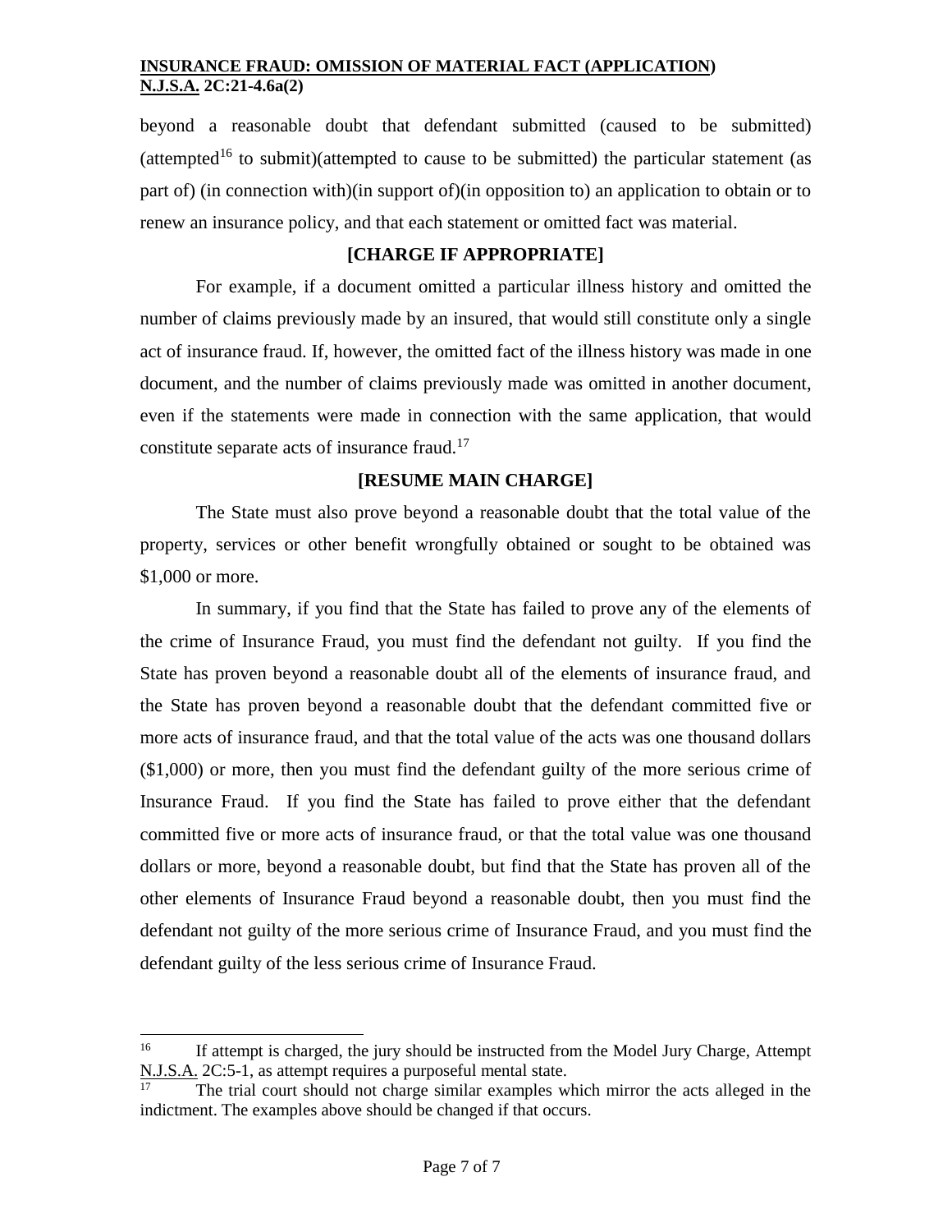beyond a reasonable doubt that defendant submitted (caused to be submitted) (attempted[16] to submit)(attempted to cause to be submitted) the particular statement (as part of) (in connection with)(in support of)(in opposition to) an application to obtain or to renew an insurance policy, and that each statement or omitted fact was material.

**[CHARGE IF APPROPRIATE]**

For example, if a document omitted a particular illness history and omitted the number of claims previously made by an insured, that would still constitute only a single act of insurance fraud. If, however, the omitted fact of the illness history was made in one document, and the number of claims previously made was omitted in another document, even if the statements were made in connection with the same application, that would constitute separate acts of insurance fraud.[17]

**[RESUME MAIN CHARGE]**

The State must also prove beyond a reasonable doubt that the total value of the property, services or other benefit wrongfully obtained or sought to be obtained was $1,000 or more.

In summary, if you find that the State has failed to prove any of the elements of the crime of Insurance Fraud, you must find the defendant not guilty. If you find the State has proven beyond a reasonable doubt all of the elements of insurance fraud, and the State has proven beyond a reasonable doubt that the defendant committed five or more acts of insurance fraud, and that the total value of the acts was one thousand dollars ($1,000) or more, then you must find the defendant guilty of the more serious crime of Insurance Fraud. If you find the State has failed to prove either that the defendant committed five or more acts of insurance fraud, or that the total value was one thousand dollars or more, beyond a reasonable doubt, but find that the State has proven all of the other elements of Insurance Fraud beyond a reasonable doubt, then you must find the defendant not guilty of the more serious crime of Insurance Fraud, and you must find the defendant guilty of the less serious crime of Insurance Fraud.

---

[16] If attempt is charged, the jury should be instructed from the Model Jury Charge, Attempt N.J.S.A. 2C:5-1, as attempt requires a purposeful mental state.

[17] The trial court should not charge similar examples which mirror the acts alleged in the indictment. The examples above should be changed if that occurs.